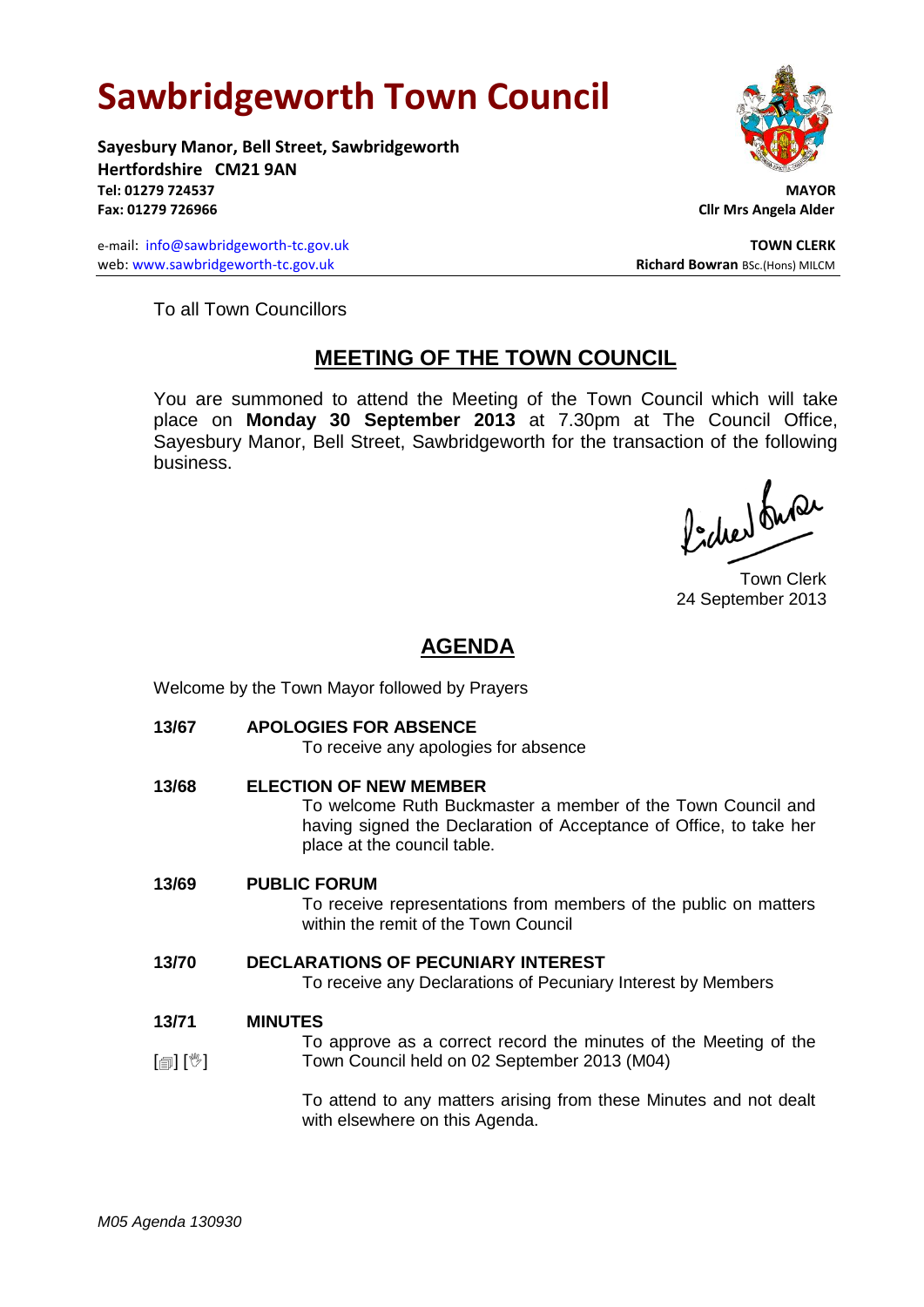# Sawbridgeworth Town Council

**Sayesbury Manor, Bell Street, Sawbridgeworth**
**Hertfordshire CM21 9AN**
**Tel: 01279 724537**
**Fax: 01279 726966**

e-mail: info@sawbridgeworth-tc.gov.uk
web: www.sawbridgeworth-tc.gov.uk

**MAYOR**
**Cllr Mrs Angela Alder**

**TOWN CLERK**
**Richard Bowran** BSc.(Hons) MILCM

To all Town Councillors

## MEETING OF THE TOWN COUNCIL

You are summoned to attend the Meeting of the Town Council which will take place on **Monday 30 September 2013** at 7.30pm at The Council Office, Sayesbury Manor, Bell Street, Sawbridgeworth for the transaction of the following business.

Town Clerk
24 September 2013

## AGENDA

Welcome by the Town Mayor followed by Prayers

**13/67 APOLOGIES FOR ABSENCE**

To receive any apologies for absence

**13/68 ELECTION OF NEW MEMBER**

To welcome Ruth Buckmaster a member of the Town Council and having signed the Declaration of Acceptance of Office, to take her place at the council table.

**13/69 PUBLIC FORUM**

To receive representations from members of the public on matters within the remit of the Town Council

**13/70 DECLARATIONS OF PECUNIARY INTEREST**

To receive any Declarations of Pecuniary Interest by Members

**13/71 MINUTES**

[▤] [✋] To approve as a correct record the minutes of the Meeting of the Town Council held on 02 September 2013 (M04)

To attend to any matters arising from these Minutes and not dealt with elsewhere on this Agenda.

*M05 Agenda 130930*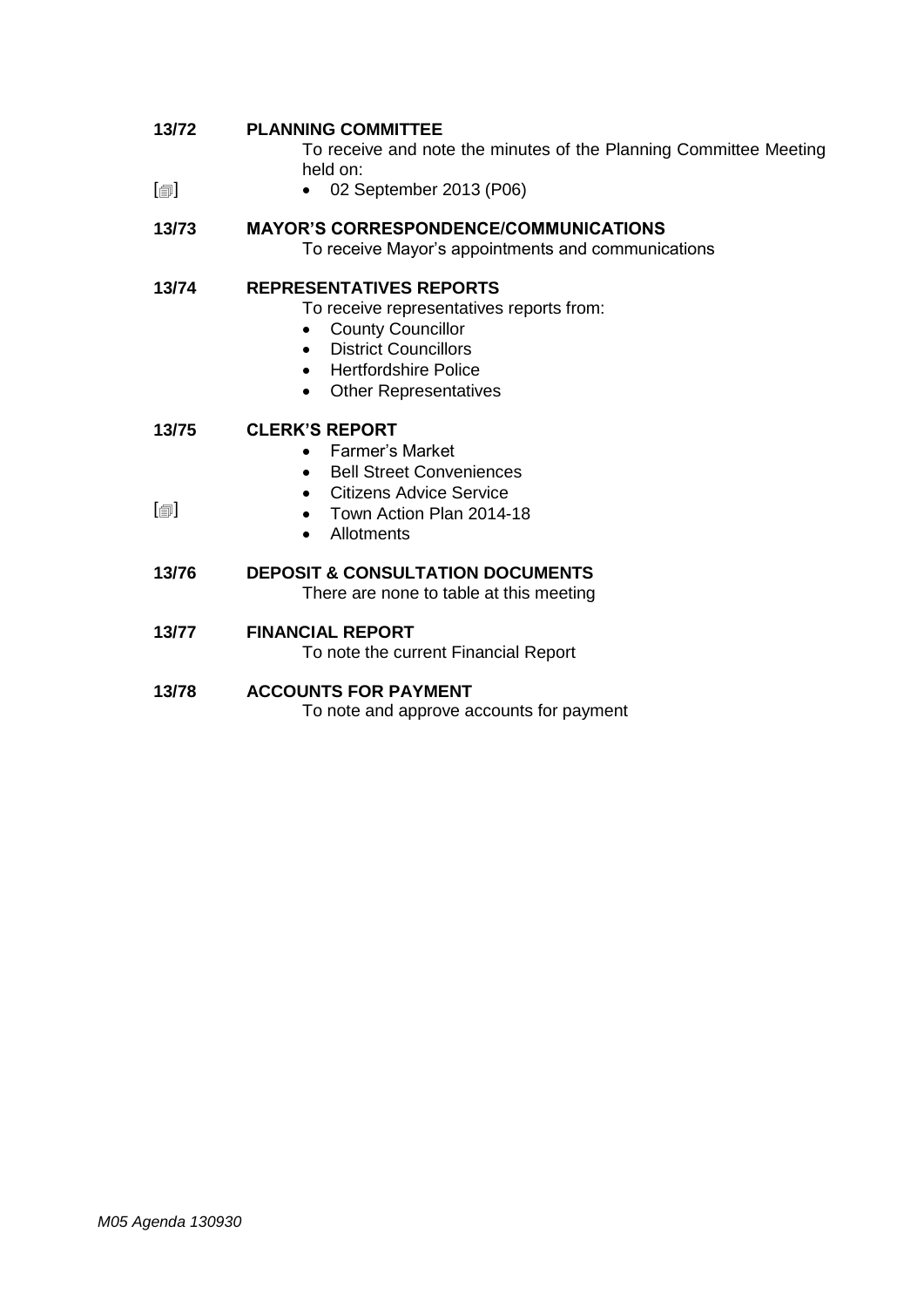**13/72 PLANNING COMMITTEE**

To receive and note the minutes of the Planning Committee Meeting held on:

[🗐] • 02 September 2013 (P06)

**13/73 MAYOR'S CORRESPONDENCE/COMMUNICATIONS**

To receive Mayor's appointments and communications

**13/74 REPRESENTATIVES REPORTS**

To receive representatives reports from:

- County Councillor
- District Councillors
- Hertfordshire Police
- Other Representatives

**13/75 CLERK'S REPORT**

- Farmer's Market
- Bell Street Conveniences
- Citizens Advice Service
- [🗐] Town Action Plan 2014-18
- Allotments

**13/76 DEPOSIT & CONSULTATION DOCUMENTS**

There are none to table at this meeting

**13/77 FINANCIAL REPORT**

To note the current Financial Report

**13/78 ACCOUNTS FOR PAYMENT**

To note and approve accounts for payment

*M05 Agenda 130930*